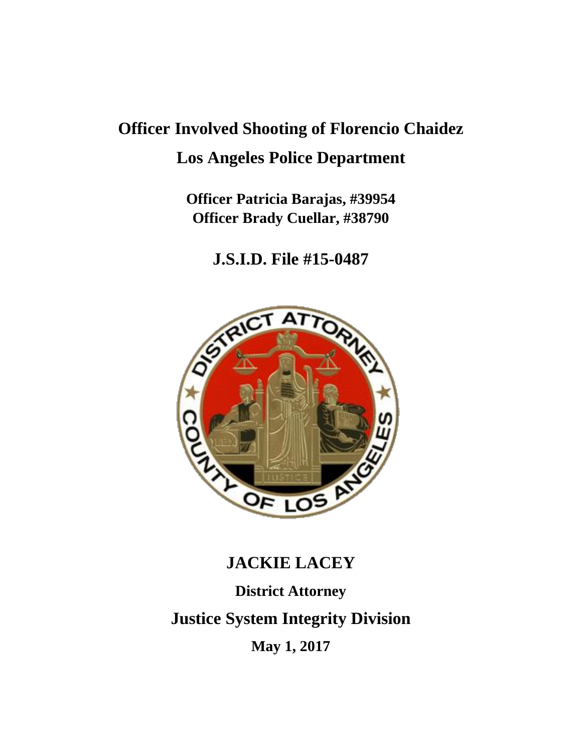# Officer Involved Shooting of Florencio Chaidez

## Los Angeles Police Department

**Officer Patricia Barajas, #39954**
**Officer Brady Cuellar, #38790**

## J.S.I.D. File #15-0487

## JACKIE LACEY

**District Attorney**

## Justice System Integrity Division

**May 1, 2017**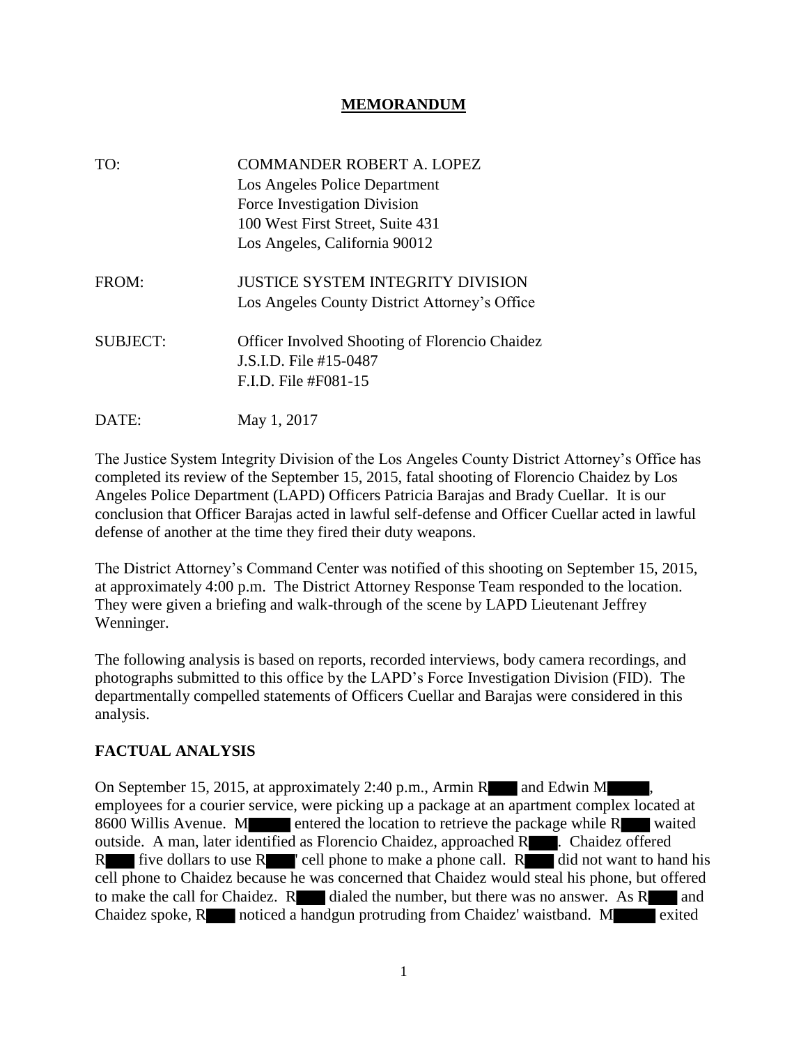# MEMORANDUM

TO: COMMANDER ROBERT A. LOPEZ
Los Angeles Police Department
Force Investigation Division
100 West First Street, Suite 431
Los Angeles, California 90012

FROM: JUSTICE SYSTEM INTEGRITY DIVISION
Los Angeles County District Attorney's Office

SUBJECT: Officer Involved Shooting of Florencio Chaidez
J.S.I.D. File #15-0487
F.I.D. File #F081-15

DATE: May 1, 2017

The Justice System Integrity Division of the Los Angeles County District Attorney's Office has completed its review of the September 15, 2015, fatal shooting of Florencio Chaidez by Los Angeles Police Department (LAPD) Officers Patricia Barajas and Brady Cuellar. It is our conclusion that Officer Barajas acted in lawful self-defense and Officer Cuellar acted in lawful defense of another at the time they fired their duty weapons.

The District Attorney's Command Center was notified of this shooting on September 15, 2015, at approximately 4:00 p.m. The District Attorney Response Team responded to the location. They were given a briefing and walk-through of the scene by LAPD Lieutenant Jeffrey Wenninger.

The following analysis is based on reports, recorded interviews, body camera recordings, and photographs submitted to this office by the LAPD's Force Investigation Division (FID). The departmentally compelled statements of Officers Cuellar and Barajas were considered in this analysis.

## FACTUAL ANALYSIS

On September 15, 2015, at approximately 2:40 p.m., Armin R████ and Edwin M█████, employees for a courier service, were picking up a package at an apartment complex located at 8600 Willis Avenue. M█████ entered the location to retrieve the package while R████ waited outside. A man, later identified as Florencio Chaidez, approached R████. Chaidez offered R████ five dollars to use R████' cell phone to make a phone call. R████ did not want to hand his cell phone to Chaidez because he was concerned that Chaidez would steal his phone, but offered to make the call for Chaidez. R████ dialed the number, but there was no answer. As R████ and Chaidez spoke, R████ noticed a handgun protruding from Chaidez' waistband. M█████ exited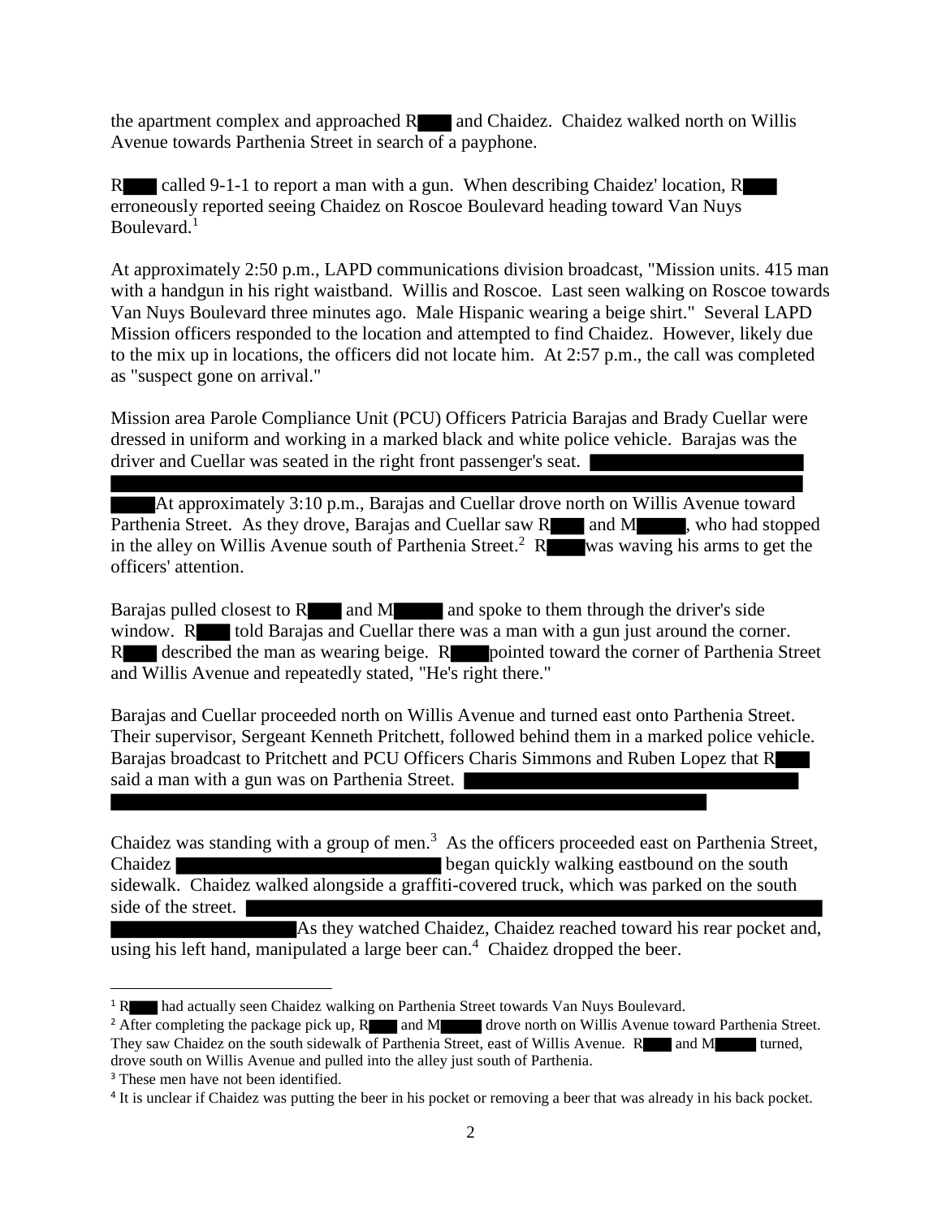the apartment complex and approached R███ and Chaidez. Chaidez walked north on Willis Avenue towards Parthenia Street in search of a payphone.

R███ called 9-1-1 to report a man with a gun. When describing Chaidez' location, R███ erroneously reported seeing Chaidez on Roscoe Boulevard heading toward Van Nuys Boulevard.[1]

At approximately 2:50 p.m., LAPD communications division broadcast, "Mission units. 415 man with a handgun in his right waistband. Willis and Roscoe. Last seen walking on Roscoe towards Van Nuys Boulevard three minutes ago. Male Hispanic wearing a beige shirt." Several LAPD Mission officers responded to the location and attempted to find Chaidez. However, likely due to the mix up in locations, the officers did not locate him. At 2:57 p.m., the call was completed as "suspect gone on arrival."

Mission area Parole Compliance Unit (PCU) Officers Patricia Barajas and Brady Cuellar were dressed in uniform and working in a marked black and white police vehicle. Barajas was the driver and Cuellar was seated in the right front passenger's seat. ████████████████████ ████████████████████████████████████████ ████ At approximately 3:10 p.m., Barajas and Cuellar drove north on Willis Avenue toward Parthenia Street. As they drove, Barajas and Cuellar saw R███ and M█████, who had stopped in the alley on Willis Avenue south of Parthenia Street.[2] R███ was waving his arms to get the officers' attention.

Barajas pulled closest to R███ and M█████ and spoke to them through the driver's side window. R███ told Barajas and Cuellar there was a man with a gun just around the corner. R███ described the man as wearing beige. R███ pointed toward the corner of Parthenia Street and Willis Avenue and repeatedly stated, "He's right there."

Barajas and Cuellar proceeded north on Willis Avenue and turned east onto Parthenia Street. Their supervisor, Sergeant Kenneth Pritchett, followed behind them in a marked police vehicle. Barajas broadcast to Pritchett and PCU Officers Charis Simmons and Ruben Lopez that R███ said a man with a gun was on Parthenia Street. ████████████████████████████ ████████████████████████████████████████████████████

Chaidez was standing with a group of men.[3] As the officers proceeded east on Parthenia Street, Chaidez ████████████████████ began quickly walking eastbound on the south sidewalk. Chaidez walked alongside a graffiti-covered truck, which was parked on the south side of the street. ████████████████████████████████████████████████████ ████████████████ As they watched Chaidez, Chaidez reached toward his rear pocket and, using his left hand, manipulated a large beer can.[4] Chaidez dropped the beer.

---

[1] R███ had actually seen Chaidez walking on Parthenia Street towards Van Nuys Boulevard.

[2] After completing the package pick up, R███ and M█████ drove north on Willis Avenue toward Parthenia Street. They saw Chaidez on the south sidewalk of Parthenia Street, east of Willis Avenue. R███ and M█████ turned, drove south on Willis Avenue and pulled into the alley just south of Parthenia.

[3] These men have not been identified.

[4] It is unclear if Chaidez was putting the beer in his pocket or removing a beer that was already in his back pocket.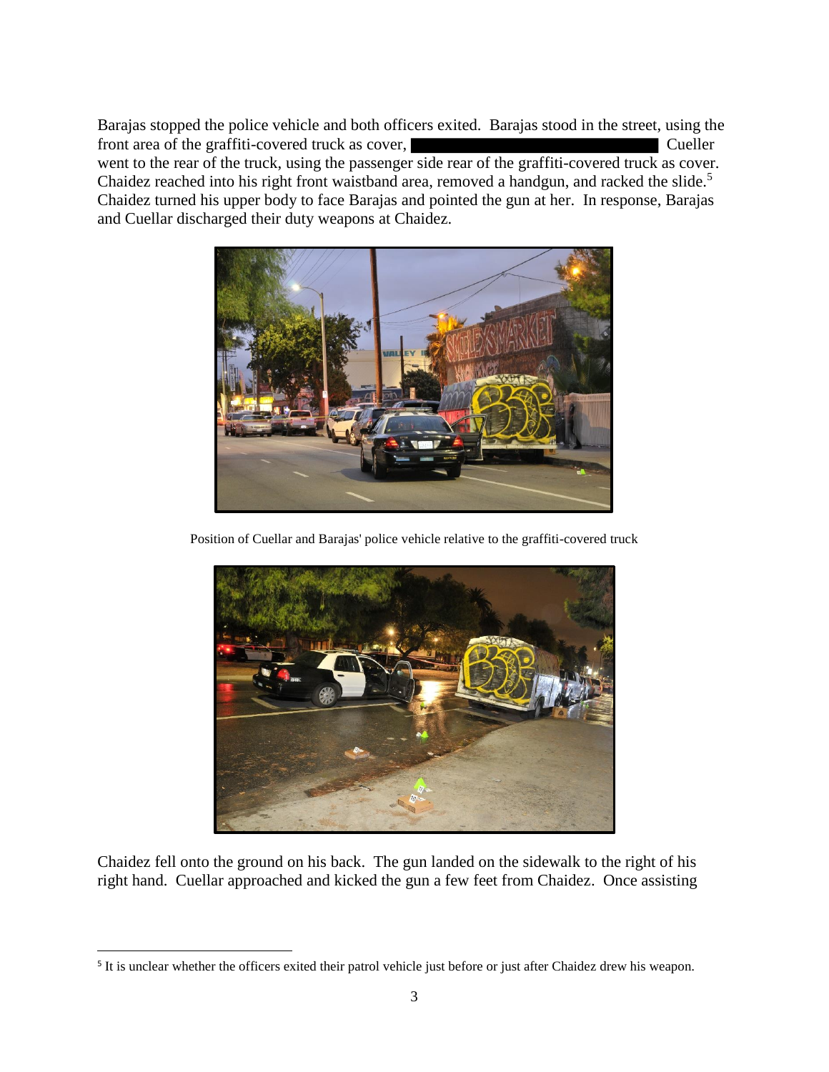Barajas stopped the police vehicle and both officers exited. Barajas stood in the street, using the front area of the graffiti-covered truck as cover, ██████████████████████ Cueller went to the rear of the truck, using the passenger side rear of the graffiti-covered truck as cover. Chaidez reached into his right front waistband area, removed a handgun, and racked the slide.[5] Chaidez turned his upper body to face Barajas and pointed the gun at her. In response, Barajas and Cuellar discharged their duty weapons at Chaidez.

Position of Cuellar and Barajas' police vehicle relative to the graffiti-covered truck

Chaidez fell onto the ground on his back. The gun landed on the sidewalk to the right of his right hand. Cuellar approached and kicked the gun a few feet from Chaidez. Once assisting

[5] It is unclear whether the officers exited their patrol vehicle just before or just after Chaidez drew his weapon.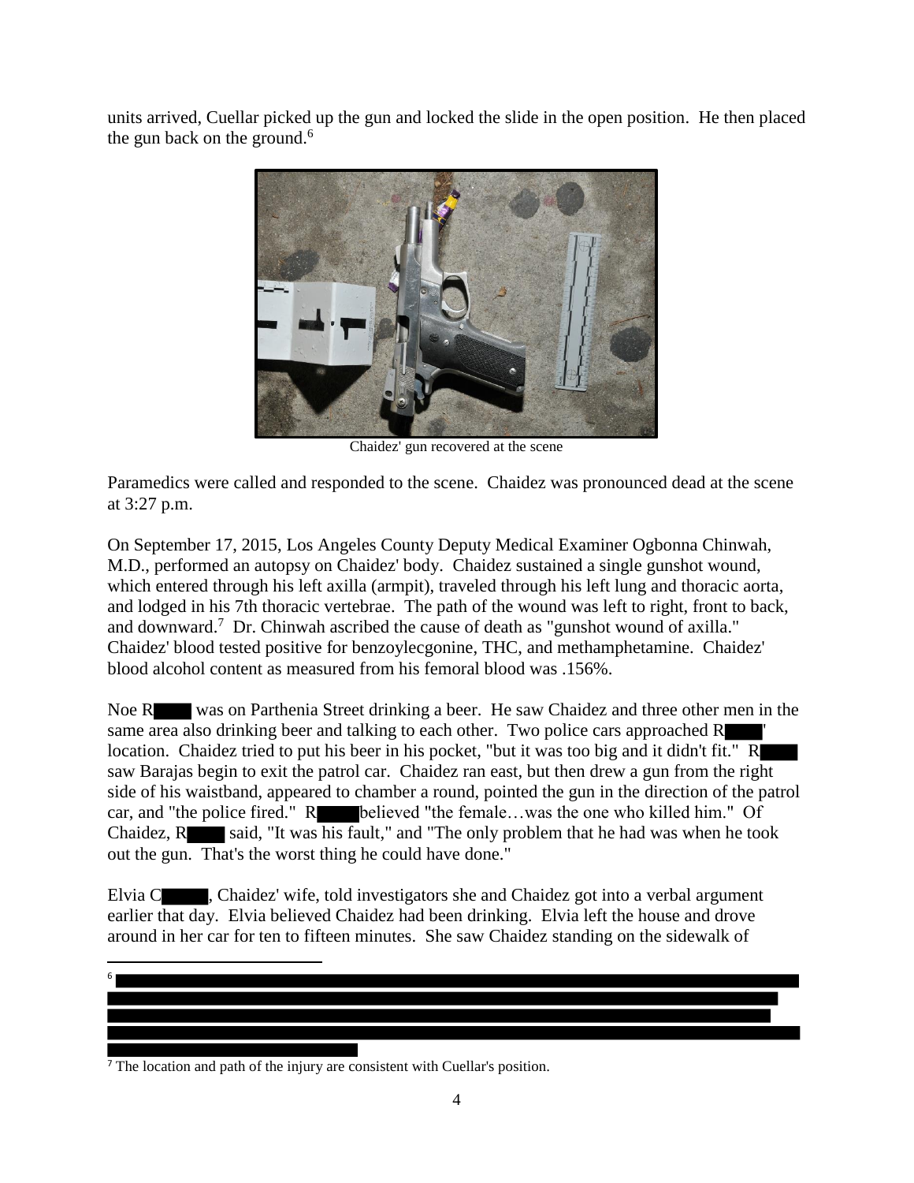units arrived, Cuellar picked up the gun and locked the slide in the open position. He then placed the gun back on the ground.[6]

Chaidez' gun recovered at the scene

Paramedics were called and responded to the scene. Chaidez was pronounced dead at the scene at 3:27 p.m.

On September 17, 2015, Los Angeles County Deputy Medical Examiner Ogbonna Chinwah, M.D., performed an autopsy on Chaidez' body. Chaidez sustained a single gunshot wound, which entered through his left axilla (armpit), traveled through his left lung and thoracic aorta, and lodged in his 7th thoracic vertebrae. The path of the wound was left to right, front to back, and downward.[7] Dr. Chinwah ascribed the cause of death as "gunshot wound of axilla." Chaidez' blood tested positive for benzoylecgonine, THC, and methamphetamine. Chaidez' blood alcohol content as measured from his femoral blood was .156%.

Noe R████ was on Parthenia Street drinking a beer. He saw Chaidez and three other men in the same area also drinking beer and talking to each other. Two police cars approached R████' location. Chaidez tried to put his beer in his pocket, "but it was too big and it didn't fit." R████ saw Barajas begin to exit the patrol car. Chaidez ran east, but then drew a gun from the right side of his waistband, appeared to chamber a round, pointed the gun in the direction of the patrol car, and "the police fired." R████ believed "the female…was the one who killed him." Of Chaidez, R████ said, "It was his fault," and "The only problem that he had was when he took out the gun. That's the worst thing he could have done."

Elvia C█████, Chaidez' wife, told investigators she and Chaidez got into a verbal argument earlier that day. Elvia believed Chaidez had been drinking. Elvia left the house and drove around in her car for ten to fifteen minutes. She saw Chaidez standing on the sidewalk of

---

[6] ████████████████████████████████████████████████████████

[7] The location and path of the injury are consistent with Cuellar's position.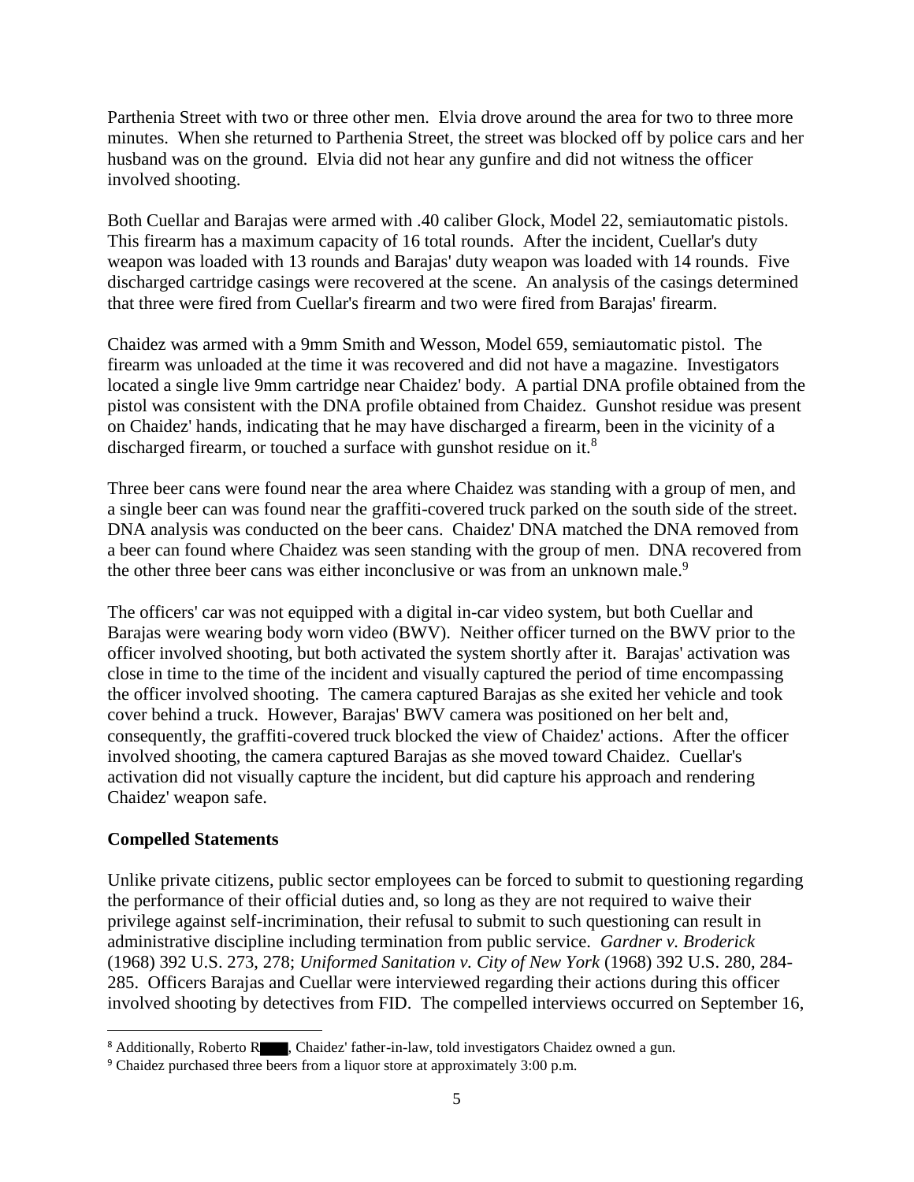Parthenia Street with two or three other men. Elvia drove around the area for two to three more minutes. When she returned to Parthenia Street, the street was blocked off by police cars and her husband was on the ground. Elvia did not hear any gunfire and did not witness the officer involved shooting.

Both Cuellar and Barajas were armed with .40 caliber Glock, Model 22, semiautomatic pistols. This firearm has a maximum capacity of 16 total rounds. After the incident, Cuellar's duty weapon was loaded with 13 rounds and Barajas' duty weapon was loaded with 14 rounds. Five discharged cartridge casings were recovered at the scene. An analysis of the casings determined that three were fired from Cuellar's firearm and two were fired from Barajas' firearm.

Chaidez was armed with a 9mm Smith and Wesson, Model 659, semiautomatic pistol. The firearm was unloaded at the time it was recovered and did not have a magazine. Investigators located a single live 9mm cartridge near Chaidez' body. A partial DNA profile obtained from the pistol was consistent with the DNA profile obtained from Chaidez. Gunshot residue was present on Chaidez' hands, indicating that he may have discharged a firearm, been in the vicinity of a discharged firearm, or touched a surface with gunshot residue on it.[8]

Three beer cans were found near the area where Chaidez was standing with a group of men, and a single beer can was found near the graffiti-covered truck parked on the south side of the street. DNA analysis was conducted on the beer cans. Chaidez' DNA matched the DNA removed from a beer can found where Chaidez was seen standing with the group of men. DNA recovered from the other three beer cans was either inconclusive or was from an unknown male.[9]

The officers' car was not equipped with a digital in-car video system, but both Cuellar and Barajas were wearing body worn video (BWV). Neither officer turned on the BWV prior to the officer involved shooting, but both activated the system shortly after it. Barajas' activation was close in time to the time of the incident and visually captured the period of time encompassing the officer involved shooting. The camera captured Barajas as she exited her vehicle and took cover behind a truck. However, Barajas' BWV camera was positioned on her belt and, consequently, the graffiti-covered truck blocked the view of Chaidez' actions. After the officer involved shooting, the camera captured Barajas as she moved toward Chaidez. Cuellar's activation did not visually capture the incident, but did capture his approach and rendering Chaidez' weapon safe.

**Compelled Statements**

Unlike private citizens, public sector employees can be forced to submit to questioning regarding the performance of their official duties and, so long as they are not required to waive their privilege against self-incrimination, their refusal to submit to such questioning can result in administrative discipline including termination from public service. *Gardner v. Broderick* (1968) 392 U.S. 273, 278; *Uniformed Sanitation v. City of New York* (1968) 392 U.S. 280, 284-285. Officers Barajas and Cuellar were interviewed regarding their actions during this officer involved shooting by detectives from FID. The compelled interviews occurred on September 16,

---

[8] Additionally, Roberto R████, Chaidez' father-in-law, told investigators Chaidez owned a gun.

[9] Chaidez purchased three beers from a liquor store at approximately 3:00 p.m.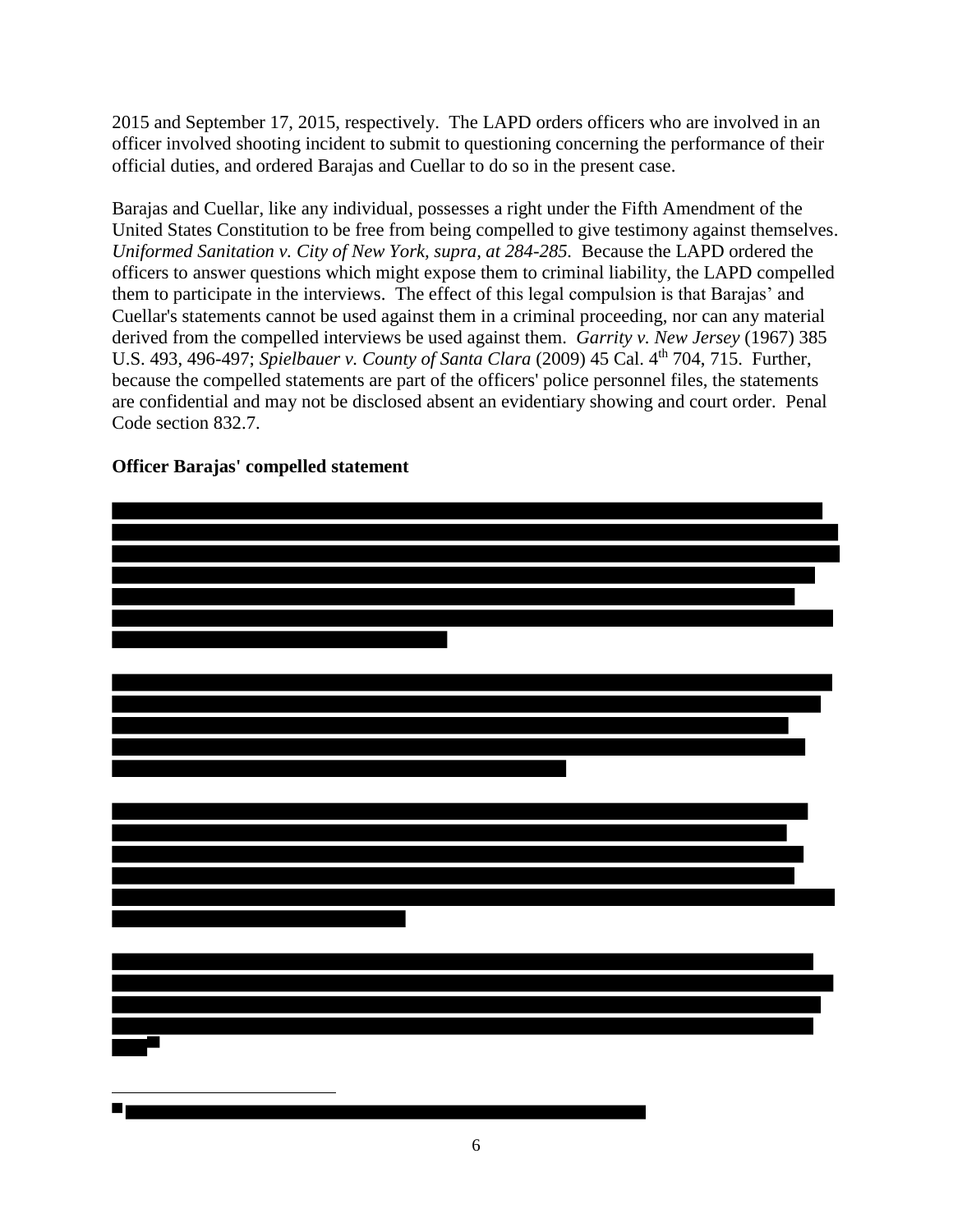2015 and September 17, 2015, respectively. The LAPD orders officers who are involved in an officer involved shooting incident to submit to questioning concerning the performance of their official duties, and ordered Barajas and Cuellar to do so in the present case.

Barajas and Cuellar, like any individual, possesses a right under the Fifth Amendment of the United States Constitution to be free from being compelled to give testimony against themselves. *Uniformed Sanitation v. City of New York, supra, at 284-285.* Because the LAPD ordered the officers to answer questions which might expose them to criminal liability, the LAPD compelled them to participate in the interviews. The effect of this legal compulsion is that Barajas' and Cuellar's statements cannot be used against them in a criminal proceeding, nor can any material derived from the compelled interviews be used against them. *Garrity v. New Jersey* (1967) 385 U.S. 493, 496-497; *Spielbauer v. County of Santa Clara* (2009) 45 Cal. 4th 704, 715. Further, because the compelled statements are part of the officers' police personnel files, the statements are confidential and may not be disclosed absent an evidentiary showing and court order. Penal Code section 832.7.

**Officer Barajas' compelled statement**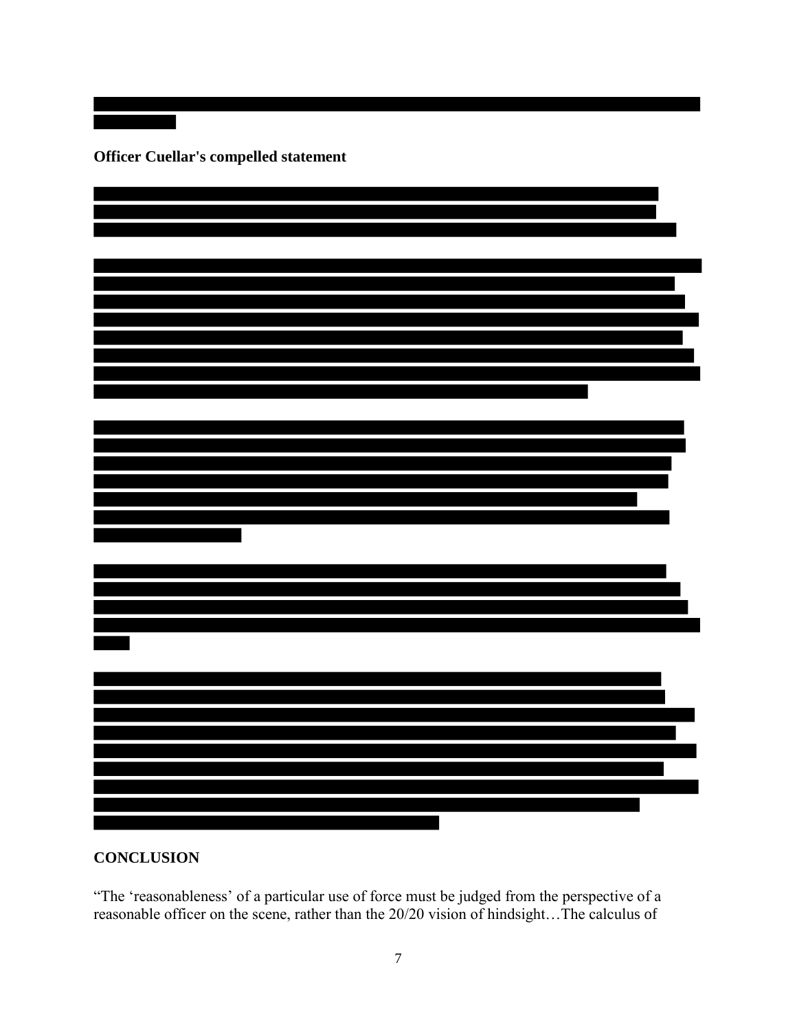**Officer Cuellar's compelled statement**

**CONCLUSION**

"The 'reasonableness' of a particular use of force must be judged from the perspective of a reasonable officer on the scene, rather than the 20/20 vision of hindsight…The calculus of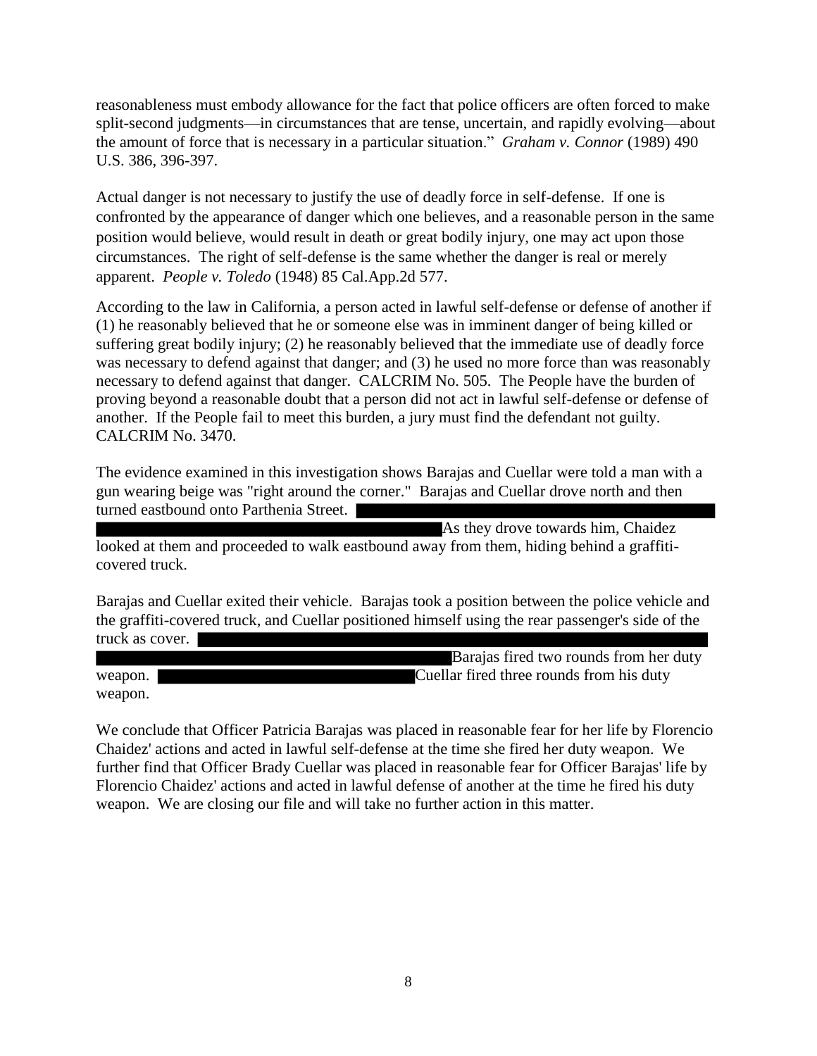reasonableness must embody allowance for the fact that police officers are often forced to make split-second judgments—in circumstances that are tense, uncertain, and rapidly evolving—about the amount of force that is necessary in a particular situation." *Graham v. Connor* (1989) 490 U.S. 386, 396-397.

Actual danger is not necessary to justify the use of deadly force in self-defense. If one is confronted by the appearance of danger which one believes, and a reasonable person in the same position would believe, would result in death or great bodily injury, one may act upon those circumstances. The right of self-defense is the same whether the danger is real or merely apparent. *People v. Toledo* (1948) 85 Cal.App.2d 577.

According to the law in California, a person acted in lawful self-defense or defense of another if (1) he reasonably believed that he or someone else was in imminent danger of being killed or suffering great bodily injury; (2) he reasonably believed that the immediate use of deadly force was necessary to defend against that danger; and (3) he used no more force than was reasonably necessary to defend against that danger. CALCRIM No. 505. The People have the burden of proving beyond a reasonable doubt that a person did not act in lawful self-defense or defense of another. If the People fail to meet this burden, a jury must find the defendant not guilty. CALCRIM No. 3470.

The evidence examined in this investigation shows Barajas and Cuellar were told a man with a gun wearing beige was "right around the corner." Barajas and Cuellar drove north and then turned eastbound onto Parthenia Street. [REDACTED] As they drove towards him, Chaidez looked at them and proceeded to walk eastbound away from them, hiding behind a graffiti-covered truck.

Barajas and Cuellar exited their vehicle. Barajas took a position between the police vehicle and the graffiti-covered truck, and Cuellar positioned himself using the rear passenger's side of the truck as cover. [REDACTED] Barajas fired two rounds from her duty weapon. [REDACTED] Cuellar fired three rounds from his duty weapon.

We conclude that Officer Patricia Barajas was placed in reasonable fear for her life by Florencio Chaidez' actions and acted in lawful self-defense at the time she fired her duty weapon. We further find that Officer Brady Cuellar was placed in reasonable fear for Officer Barajas' life by Florencio Chaidez' actions and acted in lawful defense of another at the time he fired his duty weapon. We are closing our file and will take no further action in this matter.